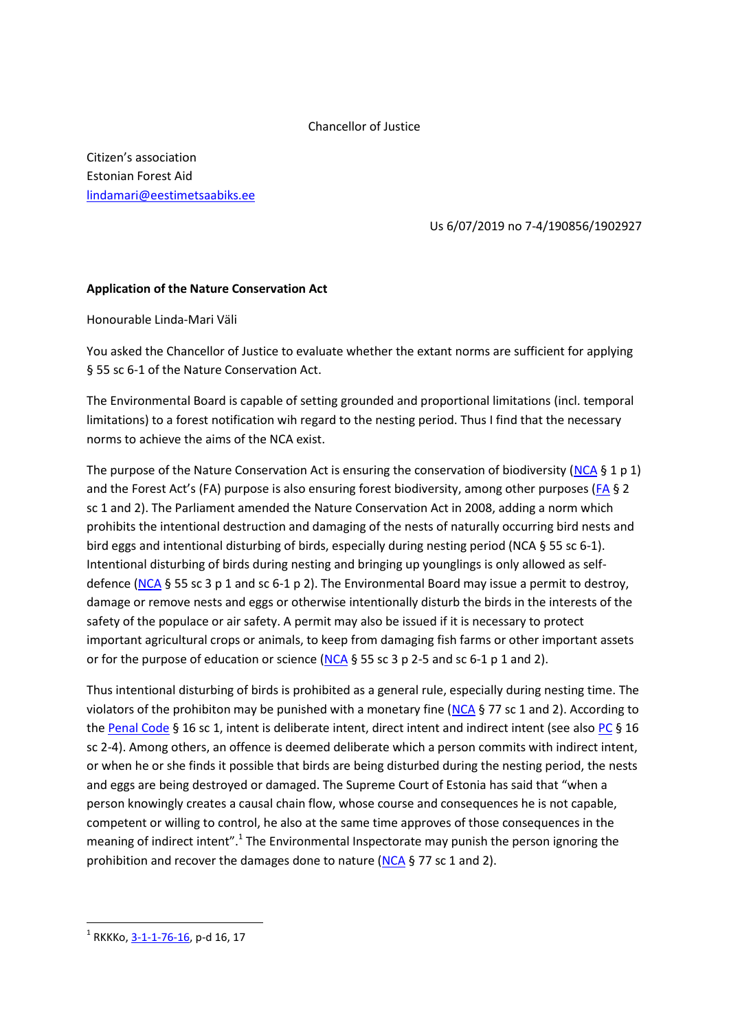Chancellor of Justice

Citizen's association
Estonian Forest Aid
[lindamari@eestimetsaabiks.ee](mailto:lindamari@eestimetsaabiks.ee)

Us 6/07/2019 no 7-4/190856/1902927

**Application of the Nature Conservation Act**

Honourable Linda-Mari Väli

You asked the Chancellor of Justice to evaluate whether the extant norms are sufficient for applying § 55 sc 6-1 of the Nature Conservation Act.

The Environmental Board is capable of setting grounded and proportional limitations (incl. temporal limitations) to a forest notification wih regard to the nesting period. Thus I find that the necessary norms to achieve the aims of the NCA exist.

The purpose of the Nature Conservation Act is ensuring the conservation of biodiversity (NCA § 1 p 1) and the Forest Act's (FA) purpose is also ensuring forest biodiversity, among other purposes (FA § 2 sc 1 and 2). The Parliament amended the Nature Conservation Act in 2008, adding a norm which prohibits the intentional destruction and damaging of the nests of naturally occurring bird nests and bird eggs and intentional disturbing of birds, especially during nesting period (NCA § 55 sc 6-1). Intentional disturbing of birds during nesting and bringing up younglings is only allowed as self-defence (NCA § 55 sc 3 p 1 and sc 6-1 p 2). The Environmental Board may issue a permit to destroy, damage or remove nests and eggs or otherwise intentionally disturb the birds in the interests of the safety of the populace or air safety. A permit may also be issued if it is necessary to protect important agricultural crops or animals, to keep from damaging fish farms or other important assets or for the purpose of education or science (NCA § 55 sc 3 p 2-5 and sc 6-1 p 1 and 2).

Thus intentional disturbing of birds is prohibited as a general rule, especially during nesting time. The violators of the prohibiton may be punished with a monetary fine (NCA § 77 sc 1 and 2). According to the Penal Code § 16 sc 1, intent is deliberate intent, direct intent and indirect intent (see also PC § 16 sc 2-4). Among others, an offence is deemed deliberate which a person commits with indirect intent, or when he or she finds it possible that birds are being disturbed during the nesting period, the nests and eggs are being destroyed or damaged. The Supreme Court of Estonia has said that "when a person knowingly creates a causal chain flow, whose course and consequences he is not capable, competent or willing to control, he also at the same time approves of those consequences in the meaning of indirect intent".[1] The Environmental Inspectorate may punish the person ignoring the prohibition and recover the damages done to nature (NCA § 77 sc 1 and 2).

---

[1] RKKKo, 3-1-1-76-16, p-d 16, 17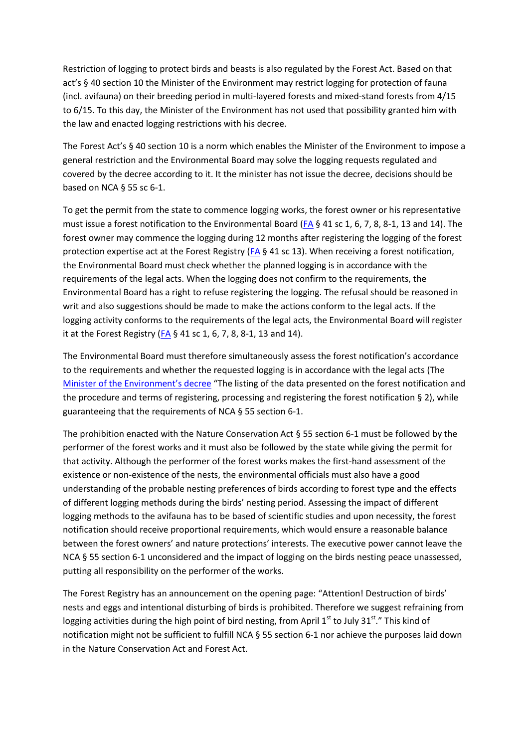Restriction of logging to protect birds and beasts is also regulated by the Forest Act. Based on that act's § 40 section 10 the Minister of the Environment may restrict logging for protection of fauna (incl. avifauna) on their breeding period in multi-layered forests and mixed-stand forests from 4/15 to 6/15. To this day, the Minister of the Environment has not used that possibility granted him with the law and enacted logging restrictions with his decree.

The Forest Act's § 40 section 10 is a norm which enables the Minister of the Environment to impose a general restriction and the Environmental Board may solve the logging requests regulated and covered by the decree according to it. It the minister has not issue the decree, decisions should be based on NCA § 55 sc 6-1.

To get the permit from the state to commence logging works, the forest owner or his representative must issue a forest notification to the Environmental Board (FA § 41 sc 1, 6, 7, 8, 8-1, 13 and 14). The forest owner may commence the logging during 12 months after registering the logging of the forest protection expertise act at the Forest Registry (FA § 41 sc 13). When receiving a forest notification, the Environmental Board must check whether the planned logging is in accordance with the requirements of the legal acts. When the logging does not confirm to the requirements, the Environmental Board has a right to refuse registering the logging. The refusal should be reasoned in writ and also suggestions should be made to make the actions conform to the legal acts. If the logging activity conforms to the requirements of the legal acts, the Environmental Board will register it at the Forest Registry (FA § 41 sc 1, 6, 7, 8, 8-1, 13 and 14).

The Environmental Board must therefore simultaneously assess the forest notification's accordance to the requirements and whether the requested logging is in accordance with the legal acts (The Minister of the Environment's decree "The listing of the data presented on the forest notification and the procedure and terms of registering, processing and registering the forest notification § 2), while guaranteeing that the requirements of NCA § 55 section 6-1.

The prohibition enacted with the Nature Conservation Act § 55 section 6-1 must be followed by the performer of the forest works and it must also be followed by the state while giving the permit for that activity. Although the performer of the forest works makes the first-hand assessment of the existence or non-existence of the nests, the environmental officials must also have a good understanding of the probable nesting preferences of birds according to forest type and the effects of different logging methods during the birds' nesting period. Assessing the impact of different logging methods to the avifauna has to be based of scientific studies and upon necessity, the forest notification should receive proportional requirements, which would ensure a reasonable balance between the forest owners' and nature protections' interests. The executive power cannot leave the NCA § 55 section 6-1 unconsidered and the impact of logging on the birds nesting peace unassessed, putting all responsibility on the performer of the works.

The Forest Registry has an announcement on the opening page: "Attention! Destruction of birds' nests and eggs and intentional disturbing of birds is prohibited. Therefore we suggest refraining from logging activities during the high point of bird nesting, from April 1st to July 31st." This kind of notification might not be sufficient to fulfill NCA § 55 section 6-1 nor achieve the purposes laid down in the Nature Conservation Act and Forest Act.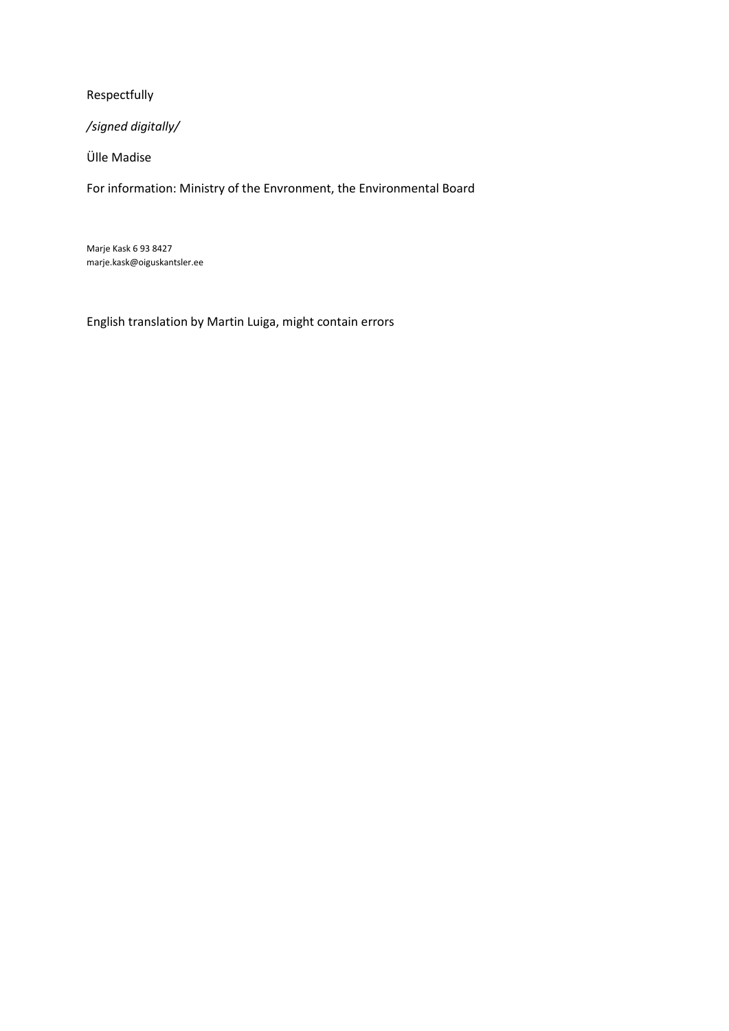Respectfully

*/signed digitally/*

Ülle Madise

For information: Ministry of the Envronment, the Environmental Board

Marje Kask 6 93 8427
marje.kask@oiguskantsler.ee

English translation by Martin Luiga, might contain errors